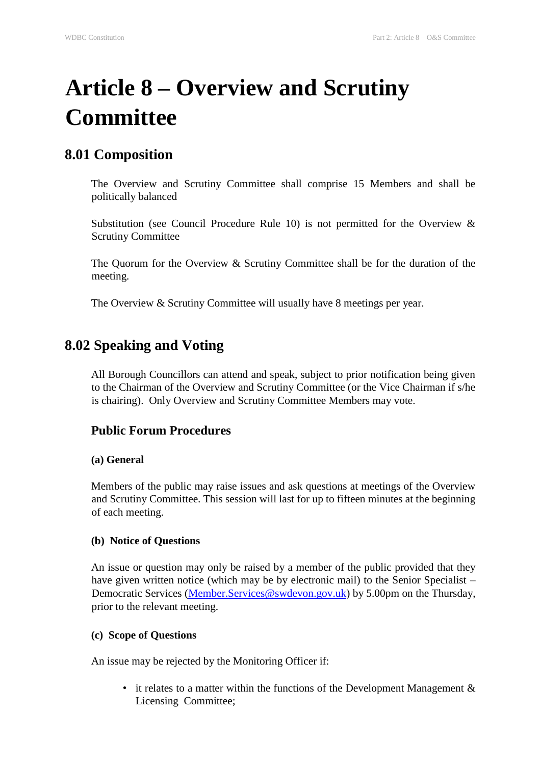# Article 8 – Overview and Scrutiny Committee

## 8.01 Composition

The Overview and Scrutiny Committee shall comprise 15 Members and shall be politically balanced

Substitution (see Council Procedure Rule 10) is not permitted for the Overview & Scrutiny Committee

The Quorum for the Overview & Scrutiny Committee shall be for the duration of the meeting.

The Overview & Scrutiny Committee will usually have 8 meetings per year.

## 8.02 Speaking and Voting

All Borough Councillors can attend and speak, subject to prior notification being given to the Chairman of the Overview and Scrutiny Committee (or the Vice Chairman if s/he is chairing). Only Overview and Scrutiny Committee Members may vote.

### Public Forum Procedures

#### (a) General

Members of the public may raise issues and ask questions at meetings of the Overview and Scrutiny Committee. This session will last for up to fifteen minutes at the beginning of each meeting.

#### (b) Notice of Questions

An issue or question may only be raised by a member of the public provided that they have given written notice (which may be by electronic mail) to the Senior Specialist – Democratic Services (Member.Services@swdevon.gov.uk) by 5.00pm on the Thursday, prior to the relevant meeting.

#### (c) Scope of Questions

An issue may be rejected by the Monitoring Officer if:

- it relates to a matter within the functions of the Development Management & Licensing Committee;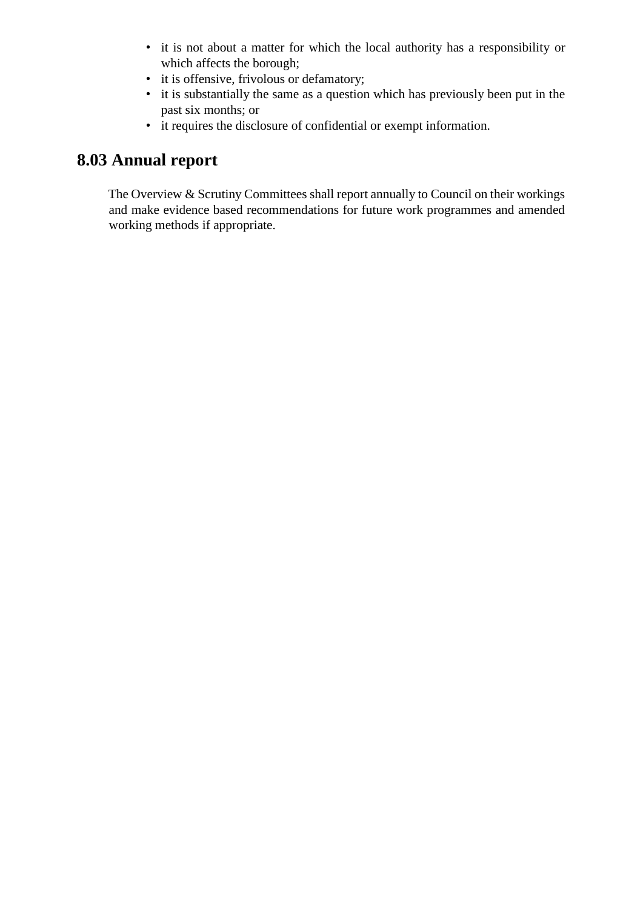- it is not about a matter for which the local authority has a responsibility or which affects the borough;
- it is offensive, frivolous or defamatory;
- it is substantially the same as a question which has previously been put in the past six months; or
- it requires the disclosure of confidential or exempt information.

## 8.03 Annual report

The Overview & Scrutiny Committees shall report annually to Council on their workings and make evidence based recommendations for future work programmes and amended working methods if appropriate.